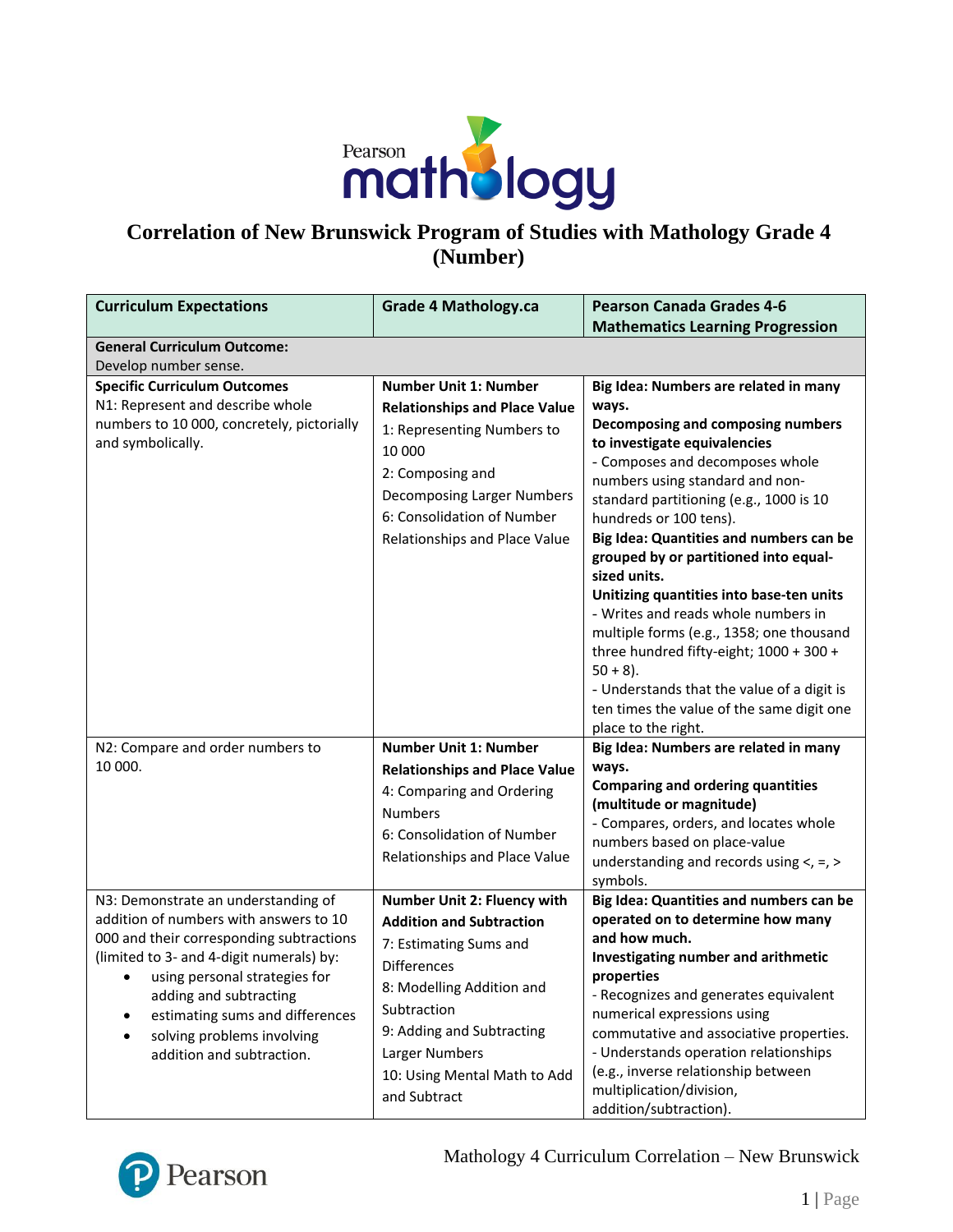# Correlation of New Brunswick Program of Studies with Mathology Grade 4 (Number)

| Curriculum Expectations | Grade 4 Mathology.ca | Pearson Canada Grades 4-6 Mathematics Learning Progression |
|---|---|---|
| **General Curriculum Outcome:** Develop number sense. | | |
| **Specific Curriculum Outcomes** N1: Represent and describe whole numbers to 10 000, concretely, pictorially and symbolically. | **Number Unit 1: Number Relationships and Place Value** 1: Representing Numbers to 10 000 2: Composing and Decomposing Larger Numbers 6: Consolidation of Number Relationships and Place Value | **Big Idea: Numbers are related in many ways.** **Decomposing and composing numbers to investigate equivalencies** - Composes and decomposes whole numbers using standard and non-standard partitioning (e.g., 1000 is 10 hundreds or 100 tens). **Big Idea: Quantities and numbers can be grouped by or partitioned into equal-sized units.** **Unitizing quantities into base-ten units** - Writes and reads whole numbers in multiple forms (e.g., 1358; one thousand three hundred fifty-eight; 1000 + 300 + 50 + 8). - Understands that the value of a digit is ten times the value of the same digit one place to the right. |
| N2: Compare and order numbers to 10 000. | **Number Unit 1: Number Relationships and Place Value** 4: Comparing and Ordering Numbers 6: Consolidation of Number Relationships and Place Value | **Big Idea: Numbers are related in many ways.** **Comparing and ordering quantities (multitude or magnitude)** - Compares, orders, and locates whole numbers based on place-value understanding and records using <, =, > symbols. |
| N3: Demonstrate an understanding of addition of numbers with answers to 10 000 and their corresponding subtractions (limited to 3- and 4-digit numerals) by: <ul><li>using personal strategies for adding and subtracting</li><li>estimating sums and differences</li><li>solving problems involving addition and subtraction.</li></ul> | **Number Unit 2: Fluency with Addition and Subtraction** 7: Estimating Sums and Differences 8: Modelling Addition and Subtraction 9: Adding and Subtracting Larger Numbers 10: Using Mental Math to Add and Subtract | **Big Idea: Quantities and numbers can be operated on to determine how many and how much.** **Investigating number and arithmetic properties** - Recognizes and generates equivalent numerical expressions using commutative and associative properties. - Understands operation relationships (e.g., inverse relationship between multiplication/division, addition/subtraction). |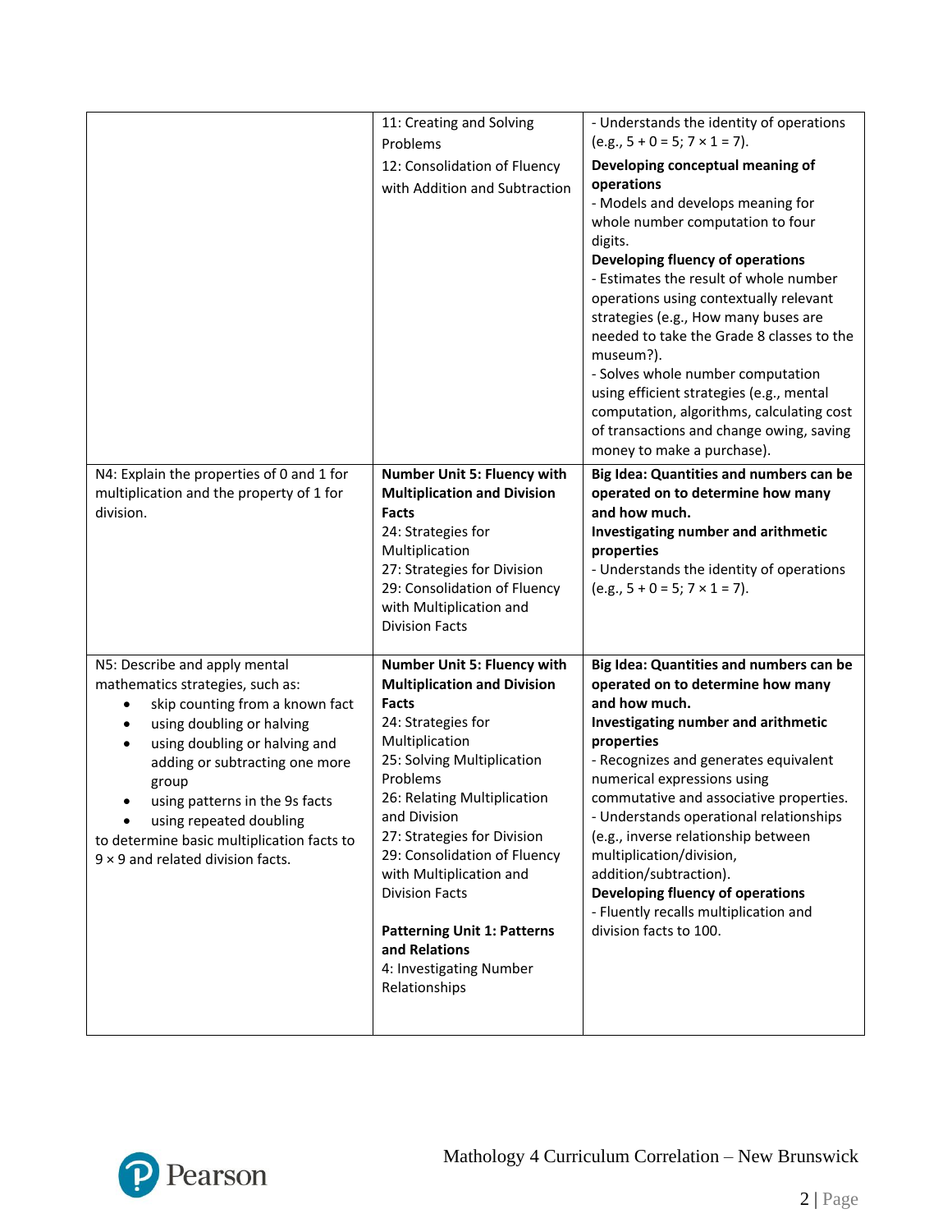| | | |
|---|---|---|
| | 11: Creating and Solving Problems<br>12: Consolidation of Fluency with Addition and Subtraction | - Understands the identity of operations (e.g., 5 + 0 = 5; 7 × 1 = 7).<br>**Developing conceptual meaning of operations**<br>- Models and develops meaning for whole number computation to four digits.<br>**Developing fluency of operations**<br>- Estimates the result of whole number operations using contextually relevant strategies (e.g., How many buses are needed to take the Grade 8 classes to the museum?).<br>- Solves whole number computation using efficient strategies (e.g., mental computation, algorithms, calculating cost of transactions and change owing, saving money to make a purchase). |
| N4: Explain the properties of 0 and 1 for multiplication and the property of 1 for division. | **Number Unit 5: Fluency with Multiplication and Division Facts**<br>24: Strategies for Multiplication<br>27: Strategies for Division<br>29: Consolidation of Fluency with Multiplication and Division Facts | **Big Idea: Quantities and numbers can be operated on to determine how many and how much.**<br>**Investigating number and arithmetic properties**<br>- Understands the identity of operations (e.g., 5 + 0 = 5; 7 × 1 = 7). |
| N5: Describe and apply mental mathematics strategies, such as:<br>• skip counting from a known fact<br>• using doubling or halving<br>• using doubling or halving and adding or subtracting one more group<br>• using patterns in the 9s facts<br>• using repeated doubling<br>to determine basic multiplication facts to 9 × 9 and related division facts. | **Number Unit 5: Fluency with Multiplication and Division Facts**<br>24: Strategies for Multiplication<br>25: Solving Multiplication Problems<br>26: Relating Multiplication and Division<br>27: Strategies for Division<br>29: Consolidation of Fluency with Multiplication and Division Facts<br><br>**Patterning Unit 1: Patterns and Relations**<br>4: Investigating Number Relationships | **Big Idea: Quantities and numbers can be operated on to determine how many and how much.**<br>**Investigating number and arithmetic properties**<br>- Recognizes and generates equivalent numerical expressions using commutative and associative properties.<br>- Understands operational relationships (e.g., inverse relationship between multiplication/division, addition/subtraction).<br>**Developing fluency of operations**<br>- Fluently recalls multiplication and division facts to 100. |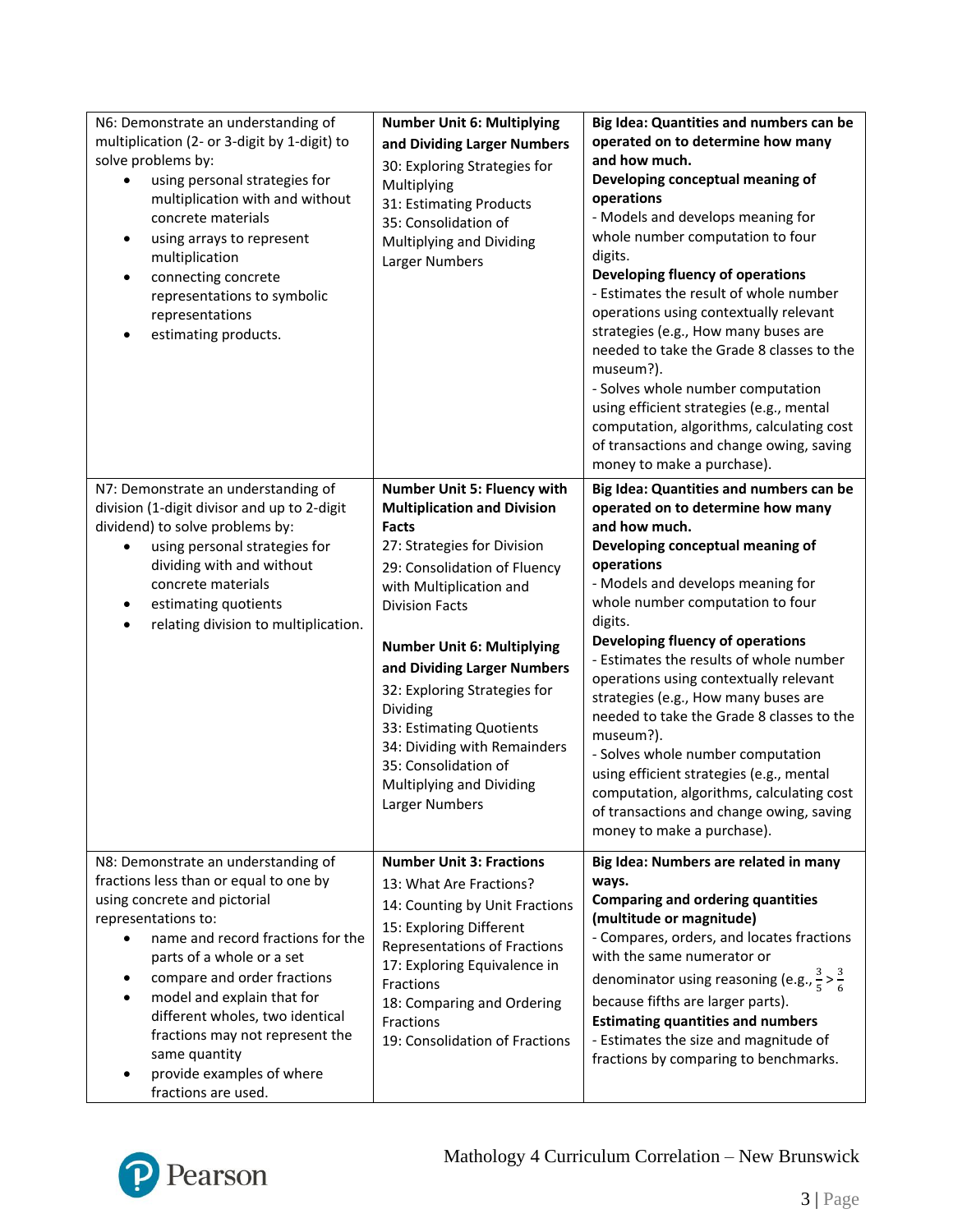| | | |
|---|---|---|
| N6: Demonstrate an understanding of multiplication (2- or 3-digit by 1-digit) to solve problems by:<br>• using personal strategies for multiplication with and without concrete materials<br>• using arrays to represent multiplication<br>• connecting concrete representations to symbolic representations<br>• estimating products. | **Number Unit 6: Multiplying and Dividing Larger Numbers**<br>30: Exploring Strategies for Multiplying<br>31: Estimating Products<br>35: Consolidation of Multiplying and Dividing Larger Numbers | **Big Idea: Quantities and numbers can be operated on to determine how many and how much.**<br>**Developing conceptual meaning of operations**<br>- Models and develops meaning for whole number computation to four digits.<br>**Developing fluency of operations**<br>- Estimates the result of whole number operations using contextually relevant strategies (e.g., How many buses are needed to take the Grade 8 classes to the museum?).<br>- Solves whole number computation using efficient strategies (e.g., mental computation, algorithms, calculating cost of transactions and change owing, saving money to make a purchase). |
| N7: Demonstrate an understanding of division (1-digit divisor and up to 2-digit dividend) to solve problems by:<br>• using personal strategies for dividing with and without concrete materials<br>• estimating quotients<br>• relating division to multiplication. | **Number Unit 5: Fluency with Multiplication and Division Facts**<br>27: Strategies for Division<br>29: Consolidation of Fluency with Multiplication and Division Facts<br><br>**Number Unit 6: Multiplying and Dividing Larger Numbers**<br>32: Exploring Strategies for Dividing<br>33: Estimating Quotients<br>34: Dividing with Remainders<br>35: Consolidation of Multiplying and Dividing Larger Numbers | **Big Idea: Quantities and numbers can be operated on to determine how many and how much.**<br>**Developing conceptual meaning of operations**<br>- Models and develops meaning for whole number computation to four digits.<br>**Developing fluency of operations**<br>- Estimates the results of whole number operations using contextually relevant strategies (e.g., How many buses are needed to take the Grade 8 classes to the museum?).<br>- Solves whole number computation using efficient strategies (e.g., mental computation, algorithms, calculating cost of transactions and change owing, saving money to make a purchase). |
| N8: Demonstrate an understanding of fractions less than or equal to one by using concrete and pictorial representations to:<br>• name and record fractions for the parts of a whole or a set<br>• compare and order fractions<br>• model and explain that for different wholes, two identical fractions may not represent the same quantity<br>• provide examples of where fractions are used. | **Number Unit 3: Fractions**<br>13: What Are Fractions?<br>14: Counting by Unit Fractions<br>15: Exploring Different Representations of Fractions<br>17: Exploring Equivalence in Fractions<br>18: Comparing and Ordering Fractions<br>19: Consolidation of Fractions | **Big Idea: Numbers are related in many ways.**<br>**Comparing and ordering quantities (multitude or magnitude)**<br>- Compares, orders, and locates fractions with the same numerator or denominator using reasoning (e.g., $\frac{3}{5} > \frac{3}{6}$ because fifths are larger parts).<br>**Estimating quantities and numbers**<br>- Estimates the size and magnitude of fractions by comparing to benchmarks. |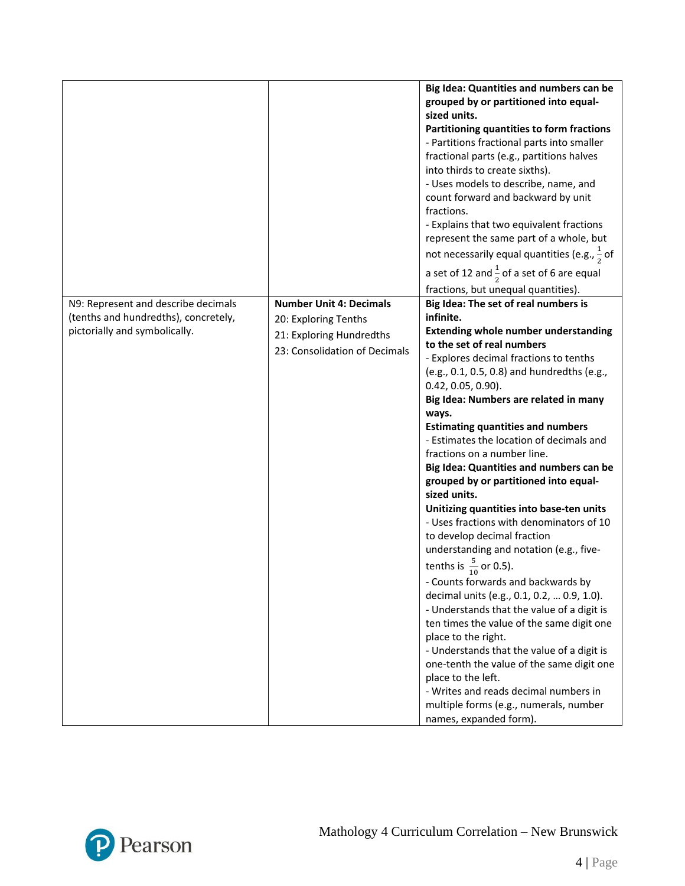| | | |
|---|---|---|
| | | **Big Idea: Quantities and numbers can be grouped by or partitioned into equal-sized units.**<br>**Partitioning quantities to form fractions**<br>- Partitions fractional parts into smaller fractional parts (e.g., partitions halves into thirds to create sixths).<br>- Uses models to describe, name, and count forward and backward by unit fractions.<br>- Explains that two equivalent fractions represent the same part of a whole, but not necessarily equal quantities (e.g., $\frac{1}{2}$ of a set of 12 and $\frac{1}{2}$ of a set of 6 are equal fractions, but unequal quantities). |
| N9: Represent and describe decimals (tenths and hundredths), concretely, pictorially and symbolically. | **Number Unit 4: Decimals**<br>20: Exploring Tenths<br>21: Exploring Hundredths<br>23: Consolidation of Decimals | **Big Idea: The set of real numbers is infinite.**<br>**Extending whole number understanding to the set of real numbers**<br>- Explores decimal fractions to tenths (e.g., 0.1, 0.5, 0.8) and hundredths (e.g., 0.42, 0.05, 0.90).<br>**Big Idea: Numbers are related in many ways.**<br>**Estimating quantities and numbers**<br>- Estimates the location of decimals and fractions on a number line.<br>**Big Idea: Quantities and numbers can be grouped by or partitioned into equal-sized units.**<br>**Unitizing quantities into base-ten units**<br>- Uses fractions with denominators of 10 to develop decimal fraction understanding and notation (e.g., five-tenths is $\frac{5}{10}$ or 0.5).<br>- Counts forwards and backwards by decimal units (e.g., 0.1, 0.2, … 0.9, 1.0).<br>- Understands that the value of a digit is ten times the value of the same digit one place to the right.<br>- Understands that the value of a digit is one-tenth the value of the same digit one place to the left.<br>- Writes and reads decimal numbers in multiple forms (e.g., numerals, number names, expanded form). |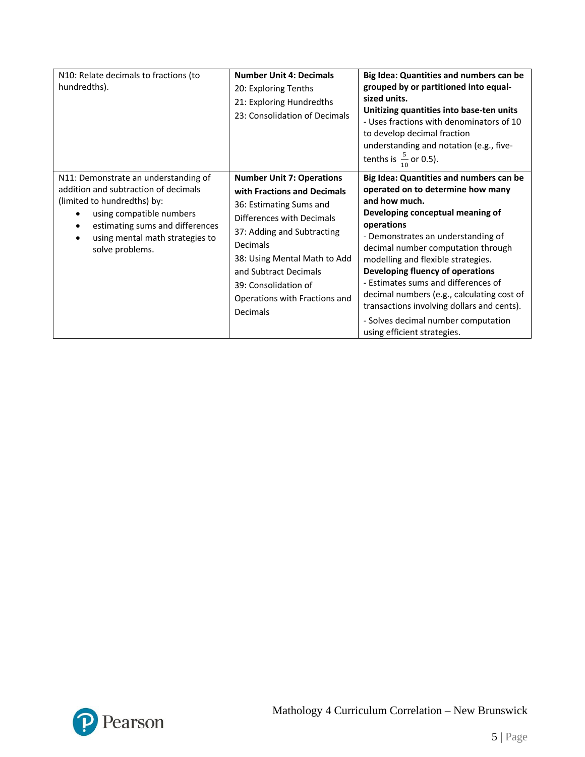| | | |
|---|---|---|
| N10: Relate decimals to fractions (to hundredths). | **Number Unit 4: Decimals**<br>20: Exploring Tenths<br>21: Exploring Hundredths<br>23: Consolidation of Decimals | **Big Idea: Quantities and numbers can be grouped by or partitioned into equal-sized units.**<br>**Unitizing quantities into base-ten units**<br>- Uses fractions with denominators of 10 to develop decimal fraction understanding and notation (e.g., five-tenths is $\frac{5}{10}$ or 0.5). |
| N11: Demonstrate an understanding of addition and subtraction of decimals (limited to hundredths) by:<br>• using compatible numbers<br>• estimating sums and differences<br>• using mental math strategies to solve problems. | **Number Unit 7: Operations with Fractions and Decimals**<br>36: Estimating Sums and Differences with Decimals<br>37: Adding and Subtracting Decimals<br>38: Using Mental Math to Add and Subtract Decimals<br>39: Consolidation of Operations with Fractions and Decimals | **Big Idea: Quantities and numbers can be operated on to determine how many and how much.**<br>**Developing conceptual meaning of operations**<br>- Demonstrates an understanding of decimal number computation through modelling and flexible strategies.<br>**Developing fluency of operations**<br>- Estimates sums and differences of decimal numbers (e.g., calculating cost of transactions involving dollars and cents).<br>- Solves decimal number computation using efficient strategies. |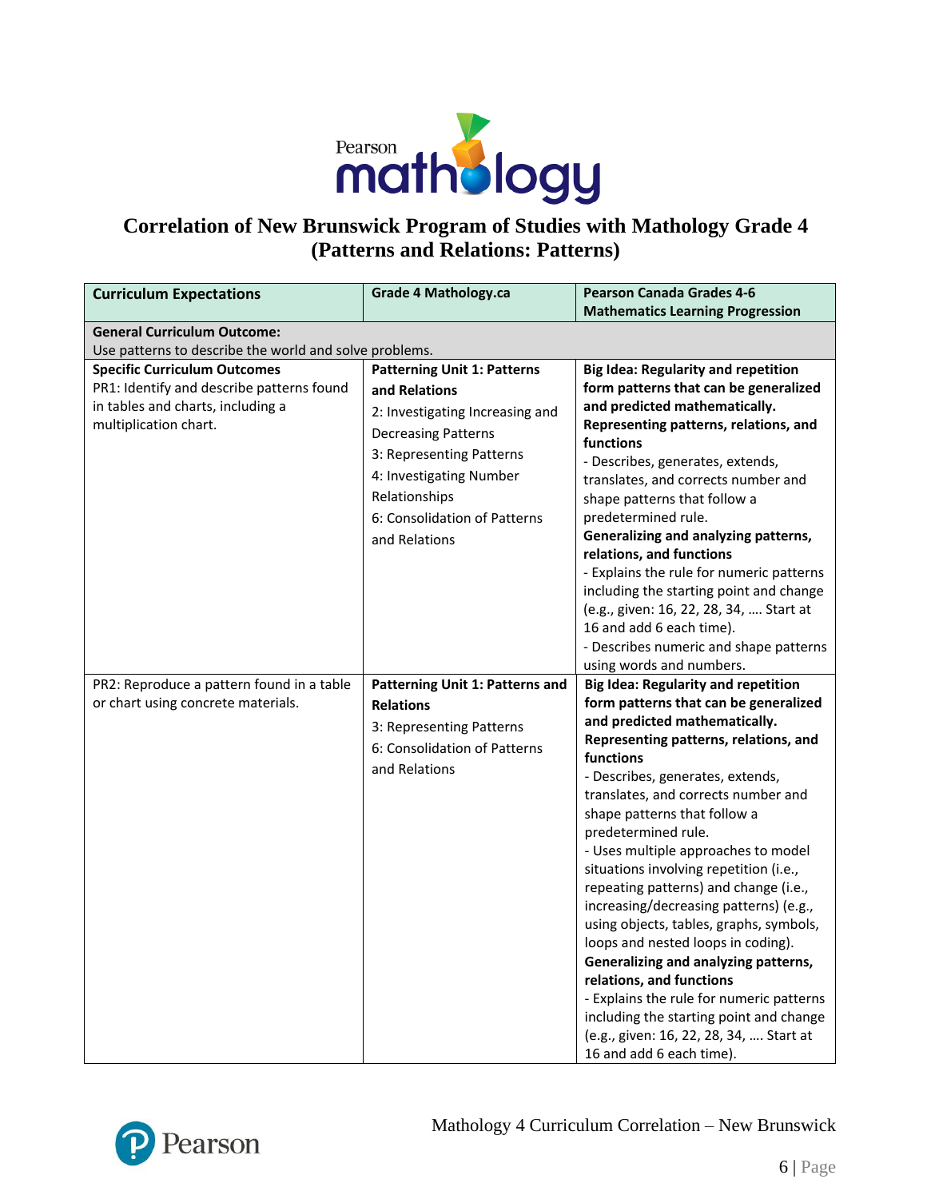# Correlation of New Brunswick Program of Studies with Mathology Grade 4 (Patterns and Relations: Patterns)

| Curriculum Expectations | Grade 4 Mathology.ca | Pearson Canada Grades 4-6 Mathematics Learning Progression |
|---|---|---|
| **General Curriculum Outcome:** Use patterns to describe the world and solve problems. | | |
| **Specific Curriculum Outcomes**<br>PR1: Identify and describe patterns found in tables and charts, including a multiplication chart. | **Patterning Unit 1: Patterns and Relations**<br>2: Investigating Increasing and Decreasing Patterns<br>3: Representing Patterns<br>4: Investigating Number Relationships<br>6: Consolidation of Patterns and Relations | **Big Idea: Regularity and repetition form patterns that can be generalized and predicted mathematically.**<br>**Representing patterns, relations, and functions**<br>- Describes, generates, extends, translates, and corrects number and shape patterns that follow a predetermined rule.<br>**Generalizing and analyzing patterns, relations, and functions**<br>- Explains the rule for numeric patterns including the starting point and change (e.g., given: 16, 22, 28, 34, …. Start at 16 and add 6 each time).<br>- Describes numeric and shape patterns using words and numbers. |
| PR2: Reproduce a pattern found in a table or chart using concrete materials. | **Patterning Unit 1: Patterns and Relations**<br>3: Representing Patterns<br>6: Consolidation of Patterns and Relations | **Big Idea: Regularity and repetition form patterns that can be generalized and predicted mathematically.**<br>**Representing patterns, relations, and functions**<br>- Describes, generates, extends, translates, and corrects number and shape patterns that follow a predetermined rule.<br>- Uses multiple approaches to model situations involving repetition (i.e., repeating patterns) and change (i.e., increasing/decreasing patterns) (e.g., using objects, tables, graphs, symbols, loops and nested loops in coding).<br>**Generalizing and analyzing patterns, relations, and functions**<br>- Explains the rule for numeric patterns including the starting point and change (e.g., given: 16, 22, 28, 34, …. Start at 16 and add 6 each time). |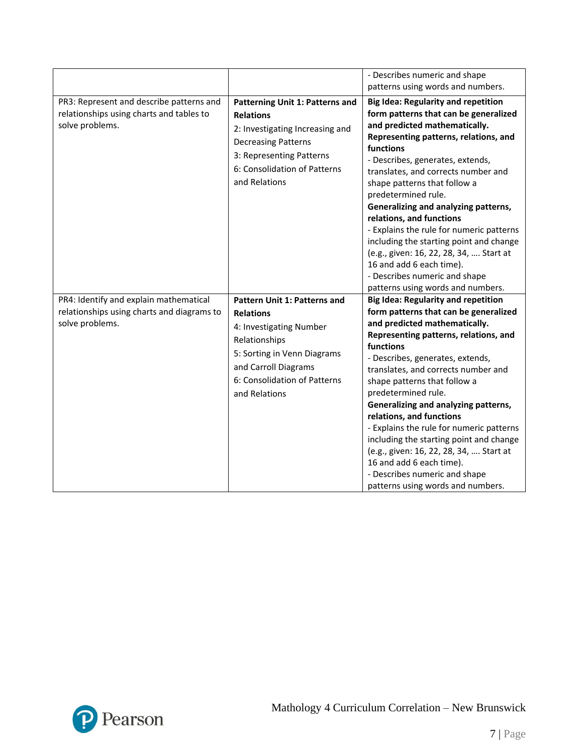| | | |
|---|---|---|
| | | - Describes numeric and shape patterns using words and numbers. |
| PR3: Represent and describe patterns and relationships using charts and tables to solve problems. | **Patterning Unit 1: Patterns and Relations**<br>2: Investigating Increasing and Decreasing Patterns<br>3: Representing Patterns<br>6: Consolidation of Patterns and Relations | **Big Idea: Regularity and repetition form patterns that can be generalized and predicted mathematically.**<br>**Representing patterns, relations, and functions**<br>- Describes, generates, extends, translates, and corrects number and shape patterns that follow a predetermined rule.<br>**Generalizing and analyzing patterns, relations, and functions**<br>- Explains the rule for numeric patterns including the starting point and change (e.g., given: 16, 22, 28, 34, …. Start at 16 and add 6 each time).<br>- Describes numeric and shape patterns using words and numbers. |
| PR4: Identify and explain mathematical relationships using charts and diagrams to solve problems. | **Pattern Unit 1: Patterns and Relations**<br>4: Investigating Number Relationships<br>5: Sorting in Venn Diagrams and Carroll Diagrams<br>6: Consolidation of Patterns and Relations | **Big Idea: Regularity and repetition form patterns that can be generalized and predicted mathematically.**<br>**Representing patterns, relations, and functions**<br>- Describes, generates, extends, translates, and corrects number and shape patterns that follow a predetermined rule.<br>**Generalizing and analyzing patterns, relations, and functions**<br>- Explains the rule for numeric patterns including the starting point and change (e.g., given: 16, 22, 28, 34, …. Start at 16 and add 6 each time).<br>- Describes numeric and shape patterns using words and numbers. |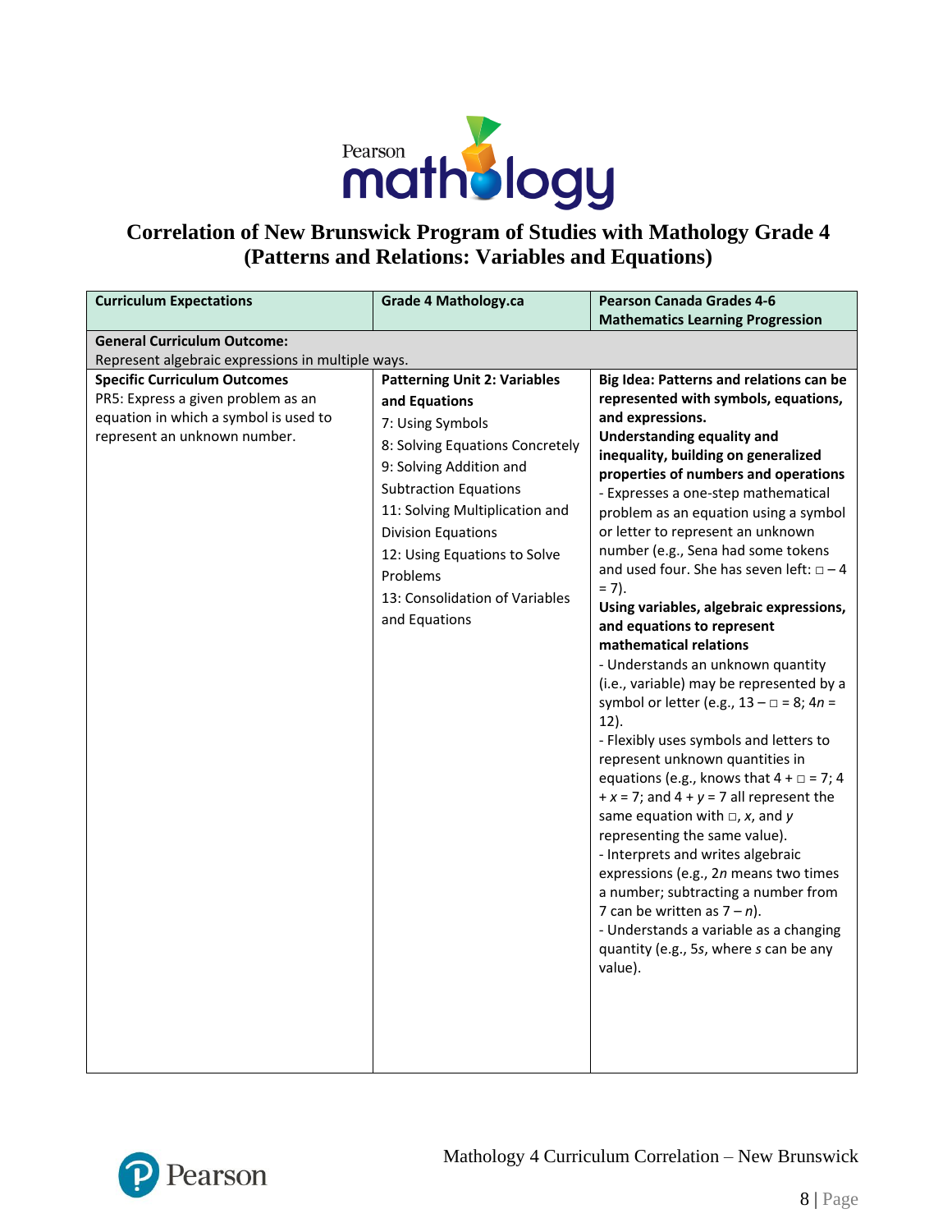# Correlation of New Brunswick Program of Studies with Mathology Grade 4 (Patterns and Relations: Variables and Equations)

| Curriculum Expectations | Grade 4 Mathology.ca | Pearson Canada Grades 4-6 Mathematics Learning Progression |
|---|---|---|
| **General Curriculum Outcome:** Represent algebraic expressions in multiple ways. | | |
| **Specific Curriculum Outcomes**<br>PR5: Express a given problem as an equation in which a symbol is used to represent an unknown number. | **Patterning Unit 2: Variables and Equations**<br>7: Using Symbols<br>8: Solving Equations Concretely<br>9: Solving Addition and Subtraction Equations<br>11: Solving Multiplication and Division Equations<br>12: Using Equations to Solve Problems<br>13: Consolidation of Variables and Equations | **Big Idea: Patterns and relations can be represented with symbols, equations, and expressions.**<br>**Understanding equality and inequality, building on generalized properties of numbers and operations**<br>- Expresses a one-step mathematical problem as an equation using a symbol or letter to represent an unknown number (e.g., Sena had some tokens and used four. She has seven left: $\square - 4 = 7$).<br>**Using variables, algebraic expressions, and equations to represent mathematical relations**<br>- Understands an unknown quantity (i.e., variable) may be represented by a symbol or letter (e.g., $13 - \square = 8$; $4n = 12$).<br>- Flexibly uses symbols and letters to represent unknown quantities in equations (e.g., knows that $4 + \square = 7$; $4 + x = 7$; and $4 + y = 7$ all represent the same equation with $\square$, $x$, and $y$ representing the same value).<br>- Interprets and writes algebraic expressions (e.g., $2n$ means two times a number; subtracting a number from 7 can be written as $7 - n$).<br>- Understands a variable as a changing quantity (e.g., $5s$, where $s$ can be any value). |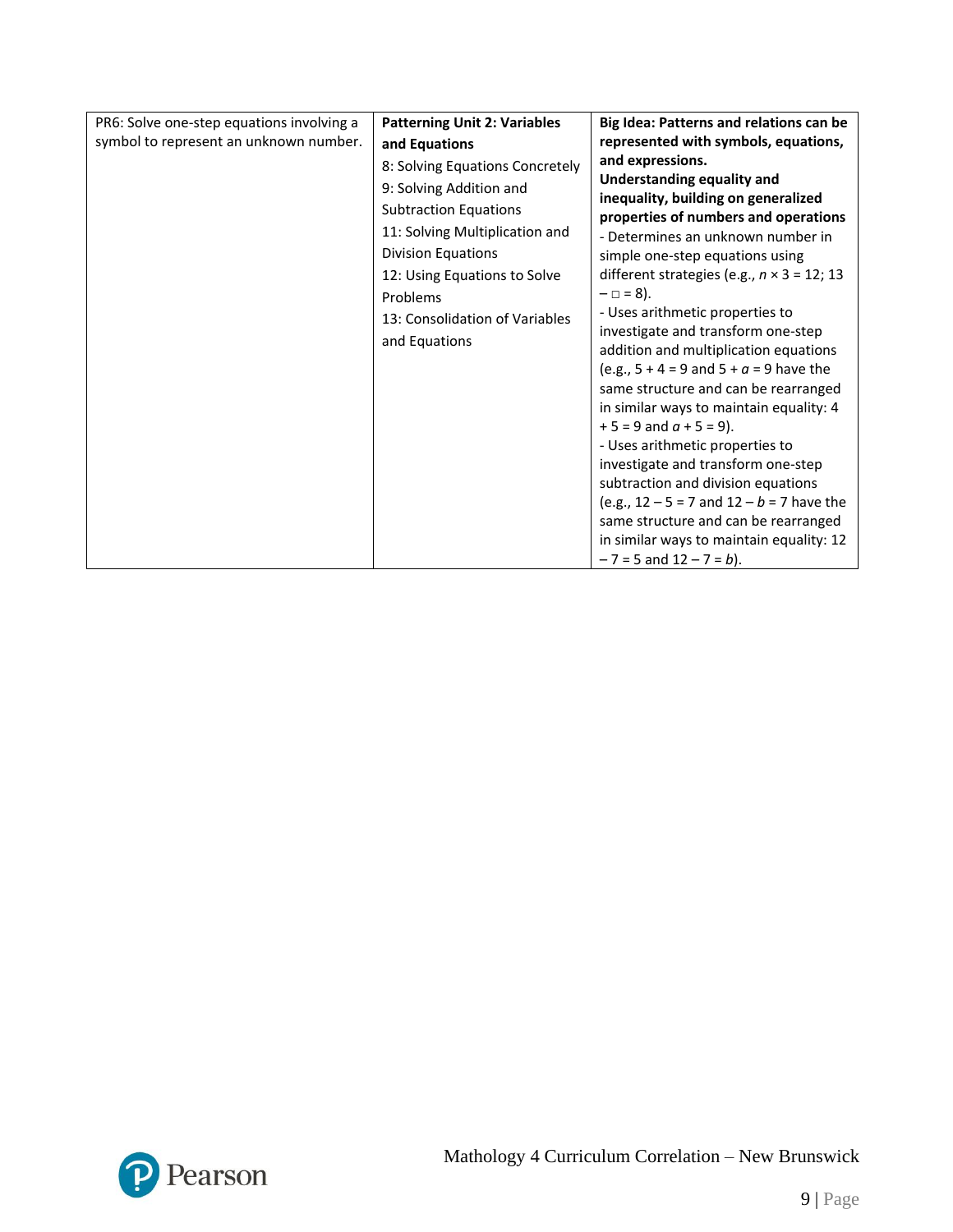| | | |
|---|---|---|
| PR6: Solve one-step equations involving a symbol to represent an unknown number. | **Patterning Unit 2: Variables and Equations**<br>8: Solving Equations Concretely<br>9: Solving Addition and Subtraction Equations<br>11: Solving Multiplication and Division Equations<br>12: Using Equations to Solve Problems<br>13: Consolidation of Variables and Equations | **Big Idea: Patterns and relations can be represented with symbols, equations, and expressions.**<br>**Understanding equality and inequality, building on generalized properties of numbers and operations**<br>- Determines an unknown number in simple one-step equations using different strategies (e.g., $n \times 3 = 12$; $13 - \square = 8$).<br>- Uses arithmetic properties to investigate and transform one-step addition and multiplication equations (e.g., $5 + 4 = 9$ and $5 + a = 9$ have the same structure and can be rearranged in similar ways to maintain equality: $4 + 5 = 9$ and $a + 5 = 9$).<br>- Uses arithmetic properties to investigate and transform one-step subtraction and division equations (e.g., $12 - 5 = 7$ and $12 - b = 7$ have the same structure and can be rearranged in similar ways to maintain equality: $12 - 7 = 5$ and $12 - 7 = b$). |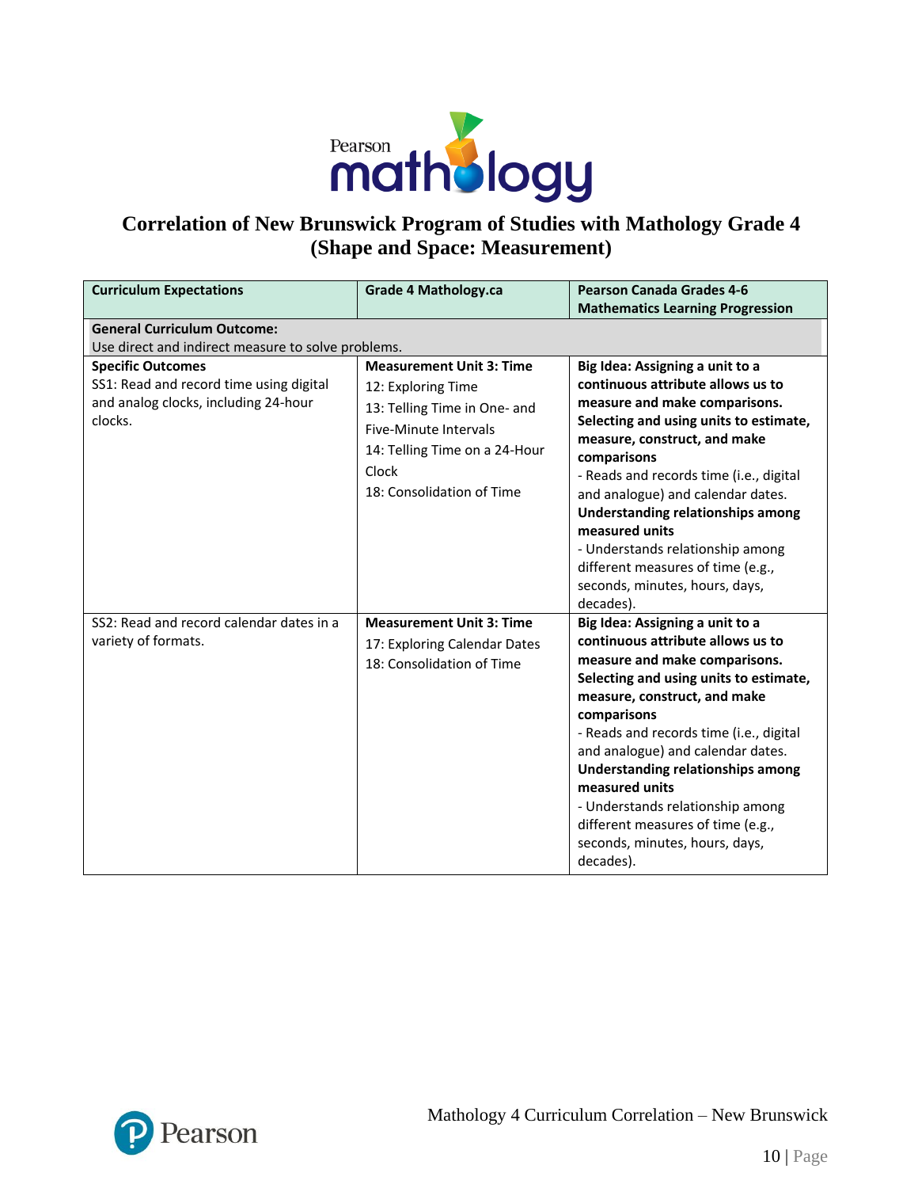# Correlation of New Brunswick Program of Studies with Mathology Grade 4 (Shape and Space: Measurement)

| Curriculum Expectations | Grade 4 Mathology.ca | Pearson Canada Grades 4-6 Mathematics Learning Progression |
|---|---|---|
| **General Curriculum Outcome:**<br>Use direct and indirect measure to solve problems. | | |
| **Specific Outcomes**<br>SS1: Read and record time using digital and analog clocks, including 24-hour clocks. | **Measurement Unit 3: Time**<br>12: Exploring Time<br>13: Telling Time in One- and Five-Minute Intervals<br>14: Telling Time on a 24-Hour Clock<br>18: Consolidation of Time | **Big Idea: Assigning a unit to a continuous attribute allows us to measure and make comparisons.**<br>**Selecting and using units to estimate, measure, construct, and make comparisons**<br>- Reads and records time (i.e., digital and analogue) and calendar dates.<br>**Understanding relationships among measured units**<br>- Understands relationship among different measures of time (e.g., seconds, minutes, hours, days, decades). |
| SS2: Read and record calendar dates in a variety of formats. | **Measurement Unit 3: Time**<br>17: Exploring Calendar Dates<br>18: Consolidation of Time | **Big Idea: Assigning a unit to a continuous attribute allows us to measure and make comparisons.**<br>**Selecting and using units to estimate, measure, construct, and make comparisons**<br>- Reads and records time (i.e., digital and analogue) and calendar dates.<br>**Understanding relationships among measured units**<br>- Understands relationship among different measures of time (e.g., seconds, minutes, hours, days, decades). |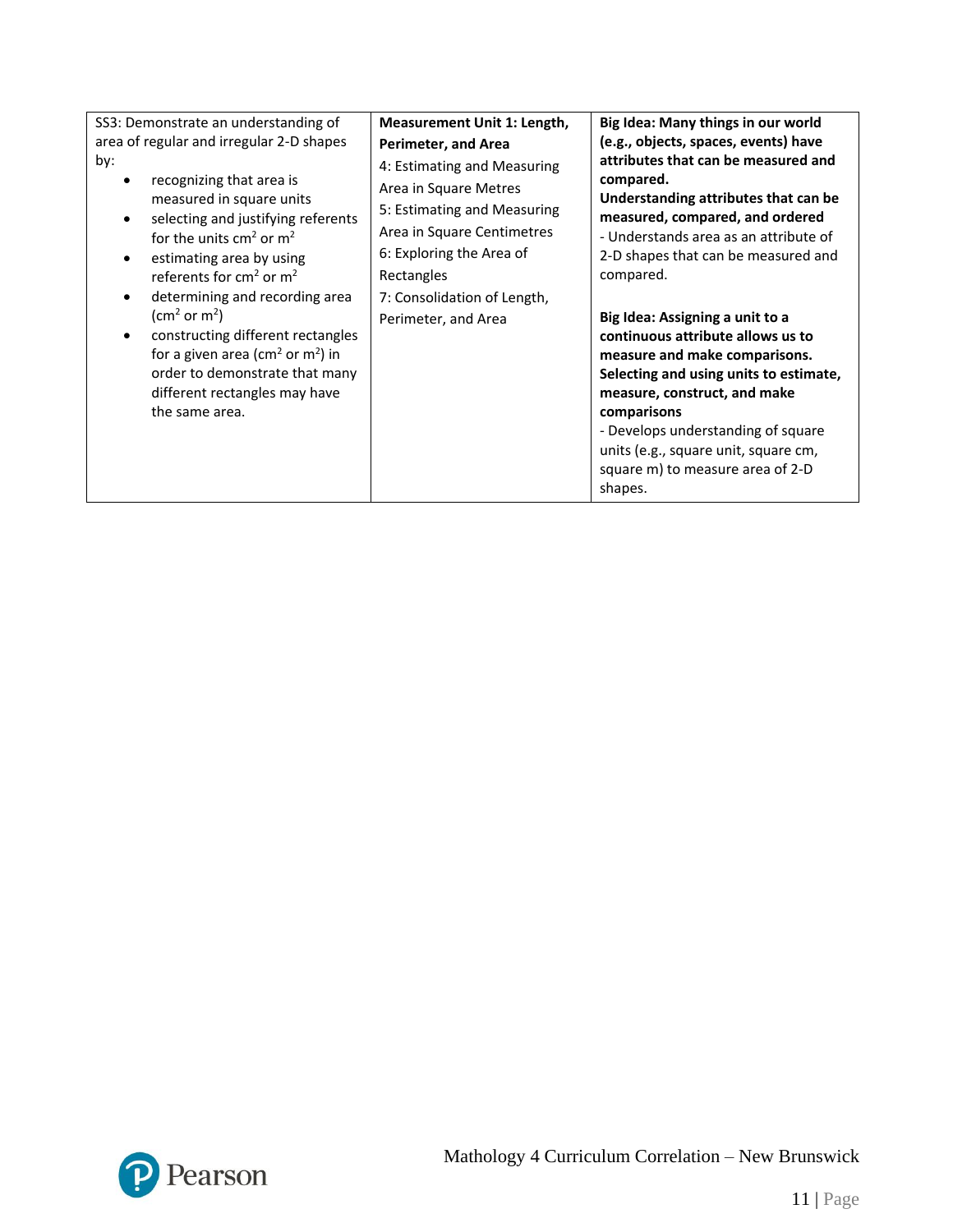| | | |
|---|---|---|
| SS3: Demonstrate an understanding of area of regular and irregular 2-D shapes by:<br>• recognizing that area is measured in square units<br>• selecting and justifying referents for the units $cm^2$ or $m^2$<br>• estimating area by using referents for $cm^2$ or $m^2$<br>• determining and recording area ($cm^2$ or $m^2$)<br>• constructing different rectangles for a given area ($cm^2$ or $m^2$) in order to demonstrate that many different rectangles may have the same area. | **Measurement Unit 1: Length, Perimeter, and Area**<br>4: Estimating and Measuring Area in Square Metres<br>5: Estimating and Measuring Area in Square Centimetres<br>6: Exploring the Area of Rectangles<br>7: Consolidation of Length, Perimeter, and Area | **Big Idea: Many things in our world (e.g., objects, spaces, events) have attributes that can be measured and compared.**<br>**Understanding attributes that can be measured, compared, and ordered**<br>- Understands area as an attribute of 2-D shapes that can be measured and compared.<br><br>**Big Idea: Assigning a unit to a continuous attribute allows us to measure and make comparisons.**<br>**Selecting and using units to estimate, measure, construct, and make comparisons**<br>- Develops understanding of square units (e.g., square unit, square cm, square m) to measure area of 2-D shapes. |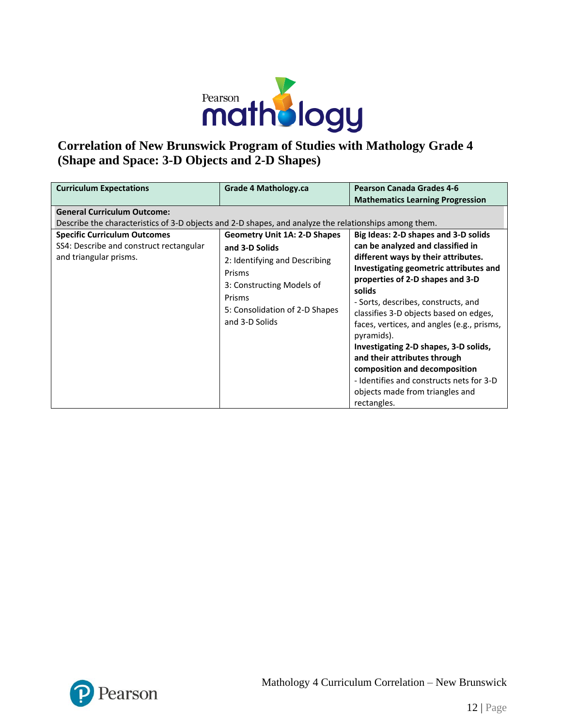# Correlation of New Brunswick Program of Studies with Mathology Grade 4 (Shape and Space: 3-D Objects and 2-D Shapes)

| Curriculum Expectations | Grade 4 Mathology.ca | Pearson Canada Grades 4-6 Mathematics Learning Progression |
|---|---|---|
| **General Curriculum Outcome:** Describe the characteristics of 3-D objects and 2-D shapes, and analyze the relationships among them. | | |
| **Specific Curriculum Outcomes**<br>SS4: Describe and construct rectangular and triangular prisms. | **Geometry Unit 1A: 2-D Shapes and 3-D Solids**<br>2: Identifying and Describing Prisms<br>3: Constructing Models of Prisms<br>5: Consolidation of 2-D Shapes and 3-D Solids | **Big Ideas: 2-D shapes and 3-D solids can be analyzed and classified in different ways by their attributes.**<br>**Investigating geometric attributes and properties of 2-D shapes and 3-D solids**<br>- Sorts, describes, constructs, and classifies 3-D objects based on edges, faces, vertices, and angles (e.g., prisms, pyramids).<br>**Investigating 2-D shapes, 3-D solids, and their attributes through composition and decomposition**<br>- Identifies and constructs nets for 3-D objects made from triangles and rectangles. |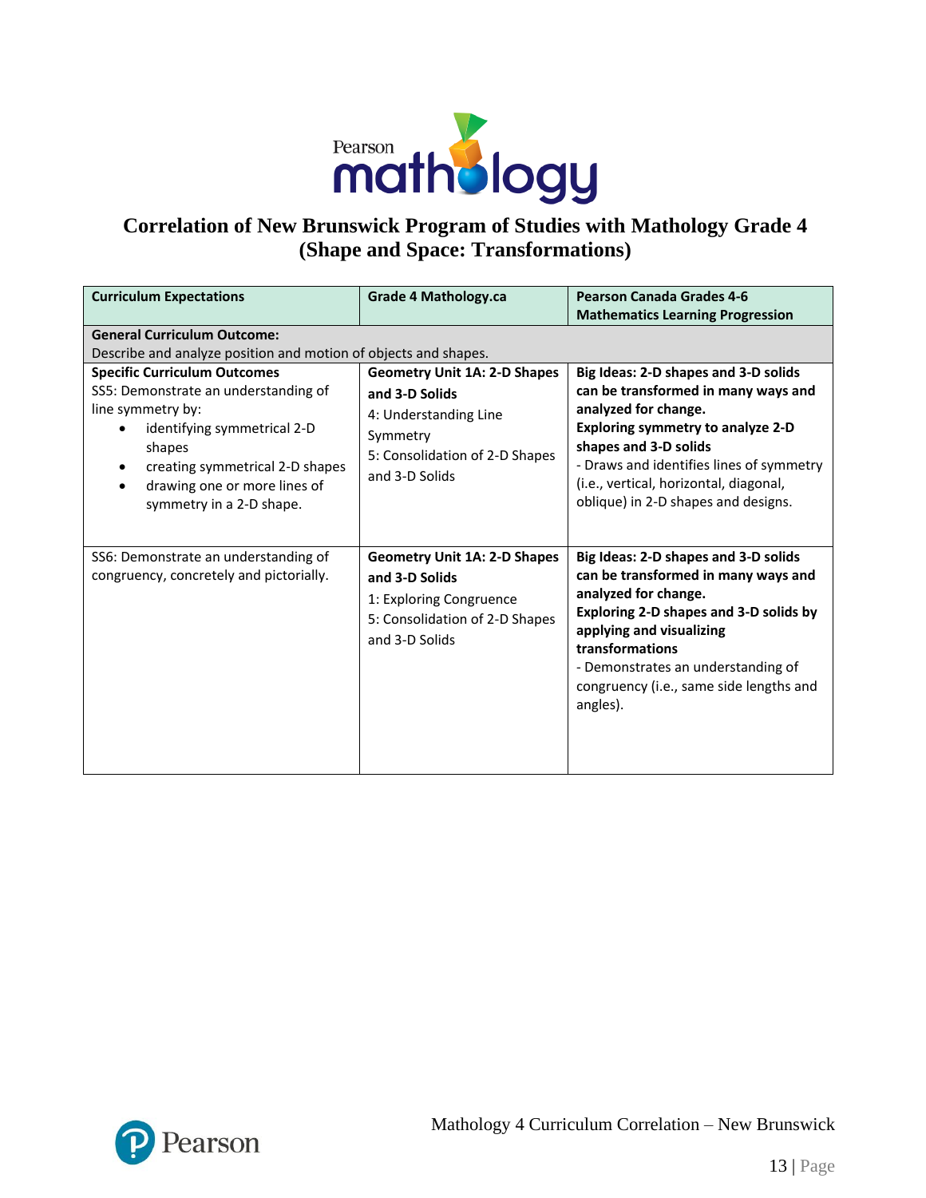# Correlation of New Brunswick Program of Studies with Mathology Grade 4 (Shape and Space: Transformations)

| Curriculum Expectations | Grade 4 Mathology.ca | Pearson Canada Grades 4-6 Mathematics Learning Progression |
|---|---|---|
| **General Curriculum Outcome:** Describe and analyze position and motion of objects and shapes. | | |
| **Specific Curriculum Outcomes** SS5: Demonstrate an understanding of line symmetry by: <br>• identifying symmetrical 2-D shapes <br>• creating symmetrical 2-D shapes <br>• drawing one or more lines of symmetry in a 2-D shape. | **Geometry Unit 1A: 2-D Shapes and 3-D Solids** <br>4: Understanding Line Symmetry <br>5: Consolidation of 2-D Shapes and 3-D Solids | **Big Ideas: 2-D shapes and 3-D solids can be transformed in many ways and analyzed for change.** <br>**Exploring symmetry to analyze 2-D shapes and 3-D solids** <br>- Draws and identifies lines of symmetry (i.e., vertical, horizontal, diagonal, oblique) in 2-D shapes and designs. |
| SS6: Demonstrate an understanding of congruency, concretely and pictorially. | **Geometry Unit 1A: 2-D Shapes and 3-D Solids** <br>1: Exploring Congruence <br>5: Consolidation of 2-D Shapes and 3-D Solids | **Big Ideas: 2-D shapes and 3-D solids can be transformed in many ways and analyzed for change.** <br>**Exploring 2-D shapes and 3-D solids by applying and visualizing transformations** <br>- Demonstrates an understanding of congruency (i.e., same side lengths and angles). |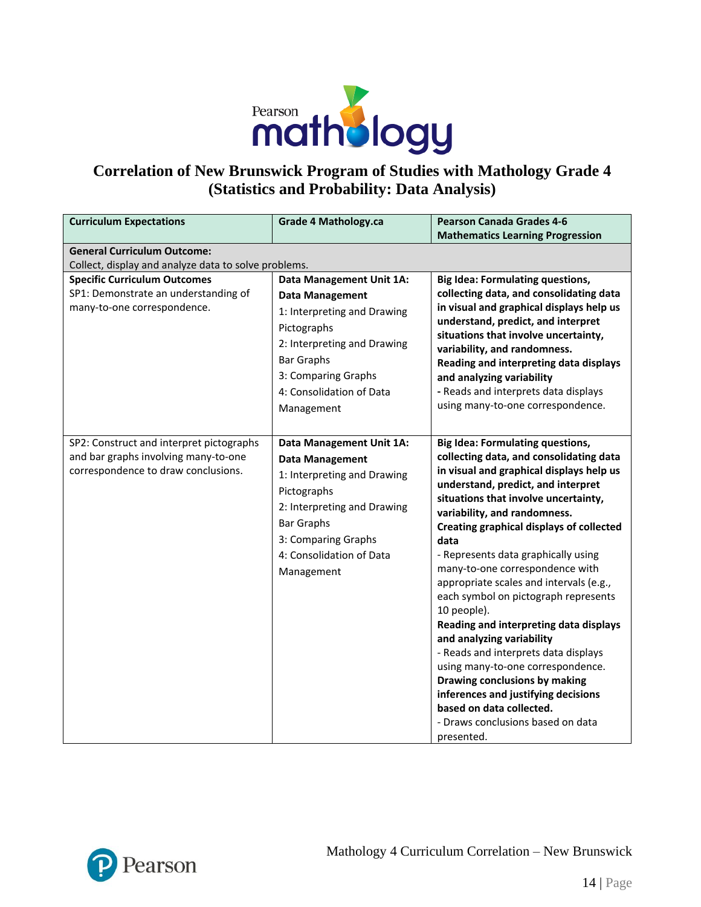# Correlation of New Brunswick Program of Studies with Mathology Grade 4 (Statistics and Probability: Data Analysis)

| Curriculum Expectations | Grade 4 Mathology.ca | Pearson Canada Grades 4-6 Mathematics Learning Progression |
|---|---|---|
| **General Curriculum Outcome:** Collect, display and analyze data to solve problems. | | |
| **Specific Curriculum Outcomes**<br>SP1: Demonstrate an understanding of many-to-one correspondence. | **Data Management Unit 1A: Data Management**<br>1: Interpreting and Drawing Pictographs<br>2: Interpreting and Drawing Bar Graphs<br>3: Comparing Graphs<br>4: Consolidation of Data Management | **Big Idea: Formulating questions, collecting data, and consolidating data in visual and graphical displays help us understand, predict, and interpret situations that involve uncertainty, variability, and randomness.**<br>**Reading and interpreting data displays and analyzing variability**<br>- Reads and interprets data displays using many-to-one correspondence. |
| SP2: Construct and interpret pictographs and bar graphs involving many-to-one correspondence to draw conclusions. | **Data Management Unit 1A: Data Management**<br>1: Interpreting and Drawing Pictographs<br>2: Interpreting and Drawing Bar Graphs<br>3: Comparing Graphs<br>4: Consolidation of Data Management | **Big Idea: Formulating questions, collecting data, and consolidating data in visual and graphical displays help us understand, predict, and interpret situations that involve uncertainty, variability, and randomness.**<br>**Creating graphical displays of collected data**<br>- Represents data graphically using many-to-one correspondence with appropriate scales and intervals (e.g., each symbol on pictograph represents 10 people).<br>**Reading and interpreting data displays and analyzing variability**<br>- Reads and interprets data displays using many-to-one correspondence.<br>**Drawing conclusions by making inferences and justifying decisions based on data collected.**<br>- Draws conclusions based on data presented. |